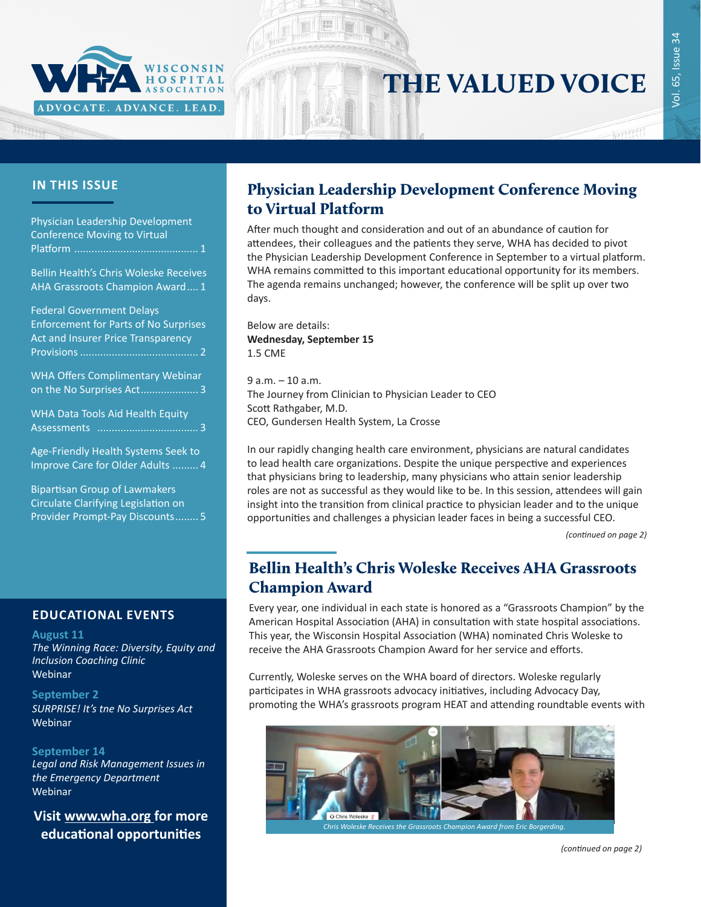# THE VALUED VOICE

WISCONSIN HOSPITAL ASSOCIATION

ADVOCATE. ADVANCE. LEAD.

## IN THIS ISSUE

Physician Leadership Development Conference Moving to Virtual Platform .......... 1

Bellin Health's Chris Woleske Receives AHA Grassroots Champion Award .... 1

Federal Government Delays Enforcement for Parts of No Surprises Act and Insurer Price Transparency Provisions .......... 2

WHA Offers Complimentary Webinar on the No Surprises Act .......... 3

WHA Data Tools Aid Health Equity Assessments .......... 3

Age-Friendly Health Systems Seek to Improve Care for Older Adults .......... 4

Bipartisan Group of Lawmakers Circulate Clarifying Legislation on Provider Prompt-Pay Discounts .......... 5

## EDUCATIONAL EVENTS

**August 11**
*The Winning Race: Diversity, Equity and Inclusion Coaching Clinic*
Webinar

**September 2**
*SURPRISE! It's tne No Surprises Act*
Webinar

**September 14**
*Legal and Risk Management Issues in the Emergency Department*
Webinar

**Visit www.wha.org for more educational opportunities**

## Physician Leadership Development Conference Moving to Virtual Platform

After much thought and consideration and out of an abundance of caution for attendees, their colleagues and the patients they serve, WHA has decided to pivot the Physician Leadership Development Conference in September to a virtual platform. WHA remains committed to this important educational opportunity for its members. The agenda remains unchanged; however, the conference will be split up over two days.

Below are details:
**Wednesday, September 15**
1.5 CME

9 a.m. – 10 a.m.
The Journey from Clinician to Physician Leader to CEO
Scott Rathgaber, M.D.
CEO, Gundersen Health System, La Crosse

In our rapidly changing health care environment, physicians are natural candidates to lead health care organizations. Despite the unique perspective and experiences that physicians bring to leadership, many physicians who attain senior leadership roles are not as successful as they would like to be. In this session, attendees will gain insight into the transition from clinical practice to physician leader and to the unique opportunities and challenges a physician leader faces in being a successful CEO.

*(continued on page 2)*

## Bellin Health's Chris Woleske Receives AHA Grassroots Champion Award

Every year, one individual in each state is honored as a "Grassroots Champion" by the American Hospital Association (AHA) in consultation with state hospital associations. This year, the Wisconsin Hospital Association (WHA) nominated Chris Woleske to receive the AHA Grassroots Champion Award for her service and efforts.

Currently, Woleske serves on the WHA board of directors. Woleske regularly participates in WHA grassroots advocacy initiatives, including Advocacy Day, promoting the WHA's grassroots program HEAT and attending roundtable events with

*Chris Woleske Receives the Grassroots Champion Award from Eric Borgerding.*

*(continued on page 2)*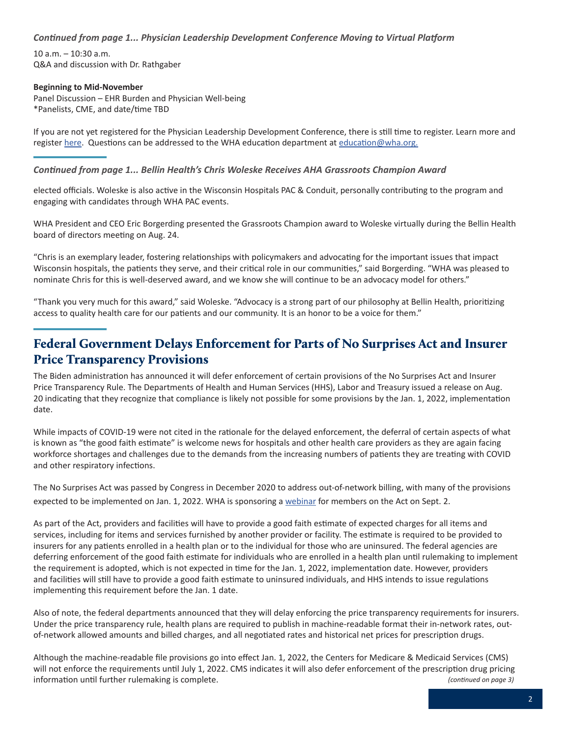*Continued from page 1... Physician Leadership Development Conference Moving to Virtual Platform*

10 a.m. – 10:30 a.m.
Q&A and discussion with Dr. Rathgaber

**Beginning to Mid-November**
Panel Discussion – EHR Burden and Physician Well-being
*Panelists, CME, and date/time TBD

If you are not yet registered for the Physician Leadership Development Conference, there is still time to register. Learn more and register here. Questions can be addressed to the WHA education department at education@wha.org.

---

*Continued from page 1... Bellin Health's Chris Woleske Receives AHA Grassroots Champion Award*

elected officials. Woleske is also active in the Wisconsin Hospitals PAC & Conduit, personally contributing to the program and engaging with candidates through WHA PAC events.

WHA President and CEO Eric Borgerding presented the Grassroots Champion award to Woleske virtually during the Bellin Health board of directors meeting on Aug. 24.

"Chris is an exemplary leader, fostering relationships with policymakers and advocating for the important issues that impact Wisconsin hospitals, the patients they serve, and their critical role in our communities," said Borgerding. "WHA was pleased to nominate Chris for this is well-deserved award, and we know she will continue to be an advocacy model for others."

"Thank you very much for this award," said Woleske. "Advocacy is a strong part of our philosophy at Bellin Health, prioritizing access to quality health care for our patients and our community. It is an honor to be a voice for them."

---

# Federal Government Delays Enforcement for Parts of No Surprises Act and Insurer Price Transparency Provisions

The Biden administration has announced it will defer enforcement of certain provisions of the No Surprises Act and Insurer Price Transparency Rule. The Departments of Health and Human Services (HHS), Labor and Treasury issued a release on Aug. 20 indicating that they recognize that compliance is likely not possible for some provisions by the Jan. 1, 2022, implementation date.

While impacts of COVID-19 were not cited in the rationale for the delayed enforcement, the deferral of certain aspects of what is known as "the good faith estimate" is welcome news for hospitals and other health care providers as they are again facing workforce shortages and challenges due to the demands from the increasing numbers of patients they are treating with COVID and other respiratory infections.

The No Surprises Act was passed by Congress in December 2020 to address out-of-network billing, with many of the provisions expected to be implemented on Jan. 1, 2022. WHA is sponsoring a webinar for members on the Act on Sept. 2.

As part of the Act, providers and facilities will have to provide a good faith estimate of expected charges for all items and services, including for items and services furnished by another provider or facility. The estimate is required to be provided to insurers for any patients enrolled in a health plan or to the individual for those who are uninsured. The federal agencies are deferring enforcement of the good faith estimate for individuals who are enrolled in a health plan until rulemaking to implement the requirement is adopted, which is not expected in time for the Jan. 1, 2022, implementation date. However, providers and facilities will still have to provide a good faith estimate to uninsured individuals, and HHS intends to issue regulations implementing this requirement before the Jan. 1 date.

Also of note, the federal departments announced that they will delay enforcing the price transparency requirements for insurers. Under the price transparency rule, health plans are required to publish in machine-readable format their in-network rates, out-of-network allowed amounts and billed charges, and all negotiated rates and historical net prices for prescription drugs.

Although the machine-readable file provisions go into effect Jan. 1, 2022, the Centers for Medicare & Medicaid Services (CMS) will not enforce the requirements until July 1, 2022. CMS indicates it will also defer enforcement of the prescription drug pricing information until further rulemaking is complete. *(continued on page 3)*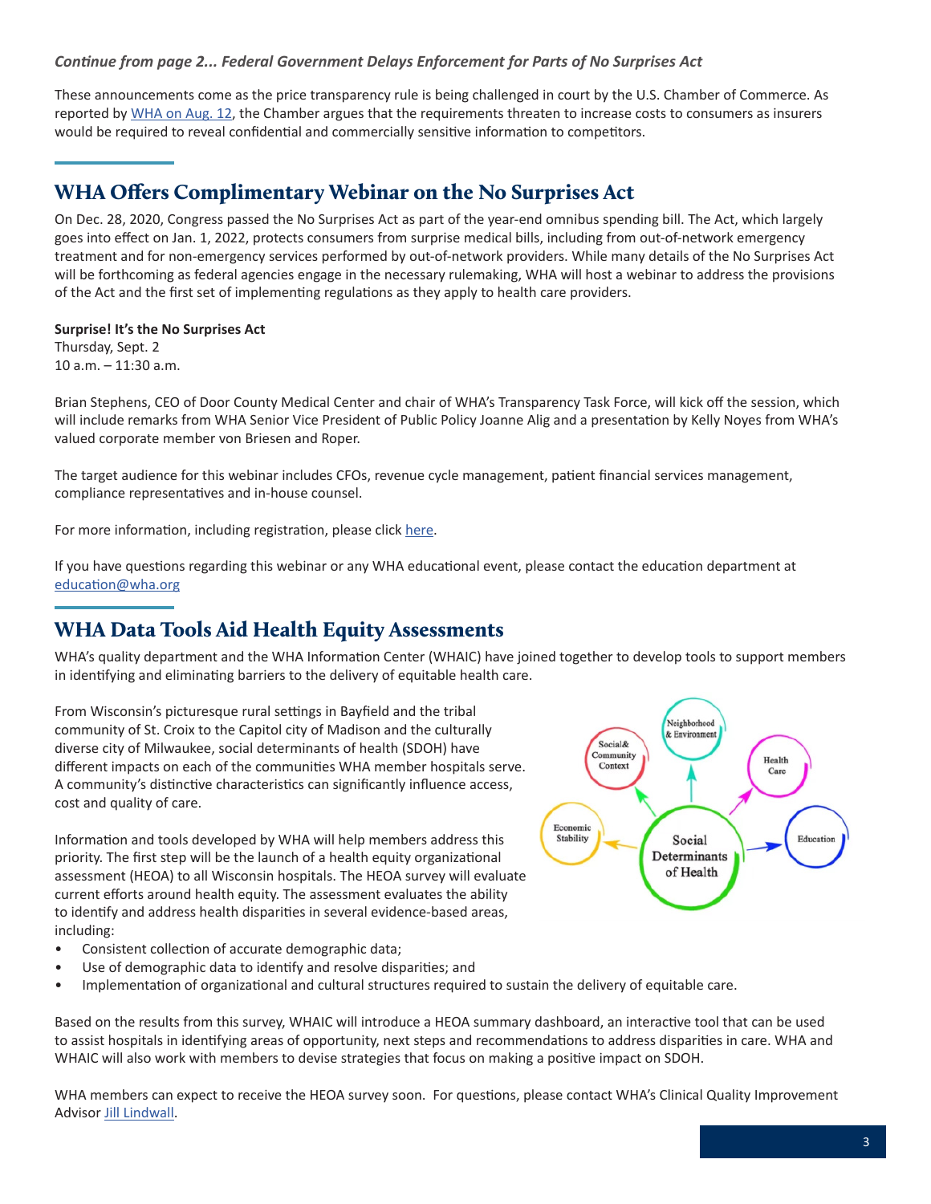*Continue from page 2... Federal Government Delays Enforcement for Parts of No Surprises Act*

These announcements come as the price transparency rule is being challenged in court by the U.S. Chamber of Commerce. As reported by WHA on Aug. 12, the Chamber argues that the requirements threaten to increase costs to consumers as insurers would be required to reveal confidential and commercially sensitive information to competitors.

## WHA Offers Complimentary Webinar on the No Surprises Act

On Dec. 28, 2020, Congress passed the No Surprises Act as part of the year-end omnibus spending bill. The Act, which largely goes into effect on Jan. 1, 2022, protects consumers from surprise medical bills, including from out-of-network emergency treatment and for non-emergency services performed by out-of-network providers. While many details of the No Surprises Act will be forthcoming as federal agencies engage in the necessary rulemaking, WHA will host a webinar to address the provisions of the Act and the first set of implementing regulations as they apply to health care providers.

**Surprise! It's the No Surprises Act**
Thursday, Sept. 2
10 a.m. – 11:30 a.m.

Brian Stephens, CEO of Door County Medical Center and chair of WHA's Transparency Task Force, will kick off the session, which will include remarks from WHA Senior Vice President of Public Policy Joanne Alig and a presentation by Kelly Noyes from WHA's valued corporate member von Briesen and Roper.

The target audience for this webinar includes CFOs, revenue cycle management, patient financial services management, compliance representatives and in-house counsel.

For more information, including registration, please click here.

If you have questions regarding this webinar or any WHA educational event, please contact the education department at education@wha.org

## WHA Data Tools Aid Health Equity Assessments

WHA's quality department and the WHA Information Center (WHAIC) have joined together to develop tools to support members in identifying and eliminating barriers to the delivery of equitable health care.

From Wisconsin's picturesque rural settings in Bayfield and the tribal community of St. Croix to the Capitol city of Madison and the culturally diverse city of Milwaukee, social determinants of health (SDOH) have different impacts on each of the communities WHA member hospitals serve. A community's distinctive characteristics can significantly influence access, cost and quality of care.

Information and tools developed by WHA will help members address this priority. The first step will be the launch of a health equity organizational assessment (HEOA) to all Wisconsin hospitals. The HEOA survey will evaluate current efforts around health equity. The assessment evaluates the ability to identify and address health disparities in several evidence-based areas, including:

- Consistent collection of accurate demographic data;
- Use of demographic data to identify and resolve disparities; and
- Implementation of organizational and cultural structures required to sustain the delivery of equitable care.

Based on the results from this survey, WHAIC will introduce a HEOA summary dashboard, an interactive tool that can be used to assist hospitals in identifying areas of opportunity, next steps and recommendations to address disparities in care. WHA and WHAIC will also work with members to devise strategies that focus on making a positive impact on SDOH.

WHA members can expect to receive the HEOA survey soon. For questions, please contact WHA's Clinical Quality Improvement Advisor Jill Lindwall.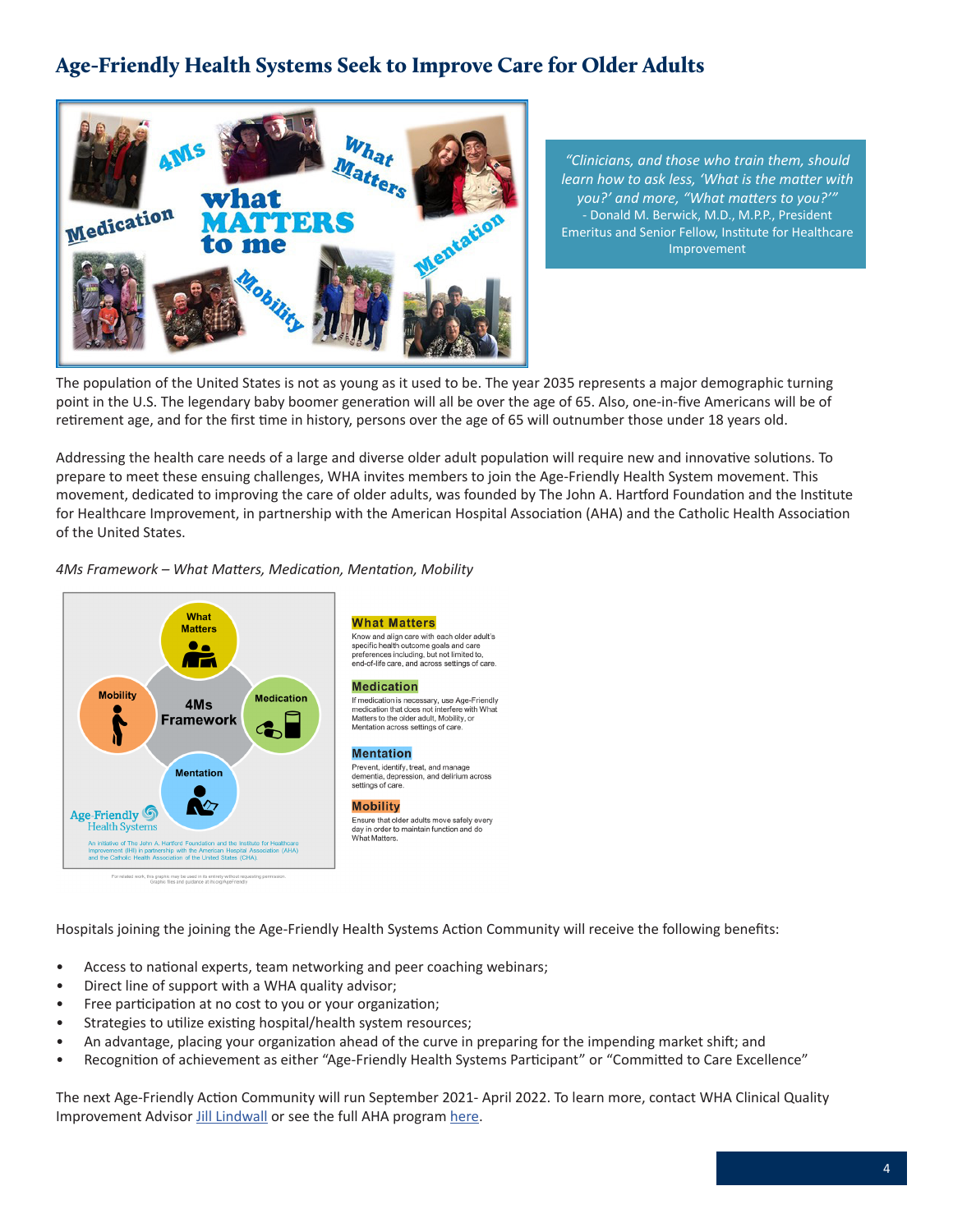# Age-Friendly Health Systems Seek to Improve Care for Older Adults

> *"Clinicians, and those who train them, should learn how to ask less, 'What is the matter with you?' and more, "What matters to you?'"*
> - Donald M. Berwick, M.D., M.P.P., President Emeritus and Senior Fellow, Institute for Healthcare Improvement

The population of the United States is not as young as it used to be. The year 2035 represents a major demographic turning point in the U.S. The legendary baby boomer generation will all be over the age of 65. Also, one-in-five Americans will be of retirement age, and for the first time in history, persons over the age of 65 will outnumber those under 18 years old.

Addressing the health care needs of a large and diverse older adult population will require new and innovative solutions. To prepare to meet these ensuing challenges, WHA invites members to join the Age-Friendly Health System movement. This movement, dedicated to improving the care of older adults, was founded by The John A. Hartford Foundation and the Institute for Healthcare Improvement, in partnership with the American Hospital Association (AHA) and the Catholic Health Association of the United States.

*4Ms Framework – What Matters, Medication, Mentation, Mobility*

**What Matters**
Know and align care with each older adult's specific health outcome goals and care preferences including, but not limited to, end-of-life care, and across settings of care.

**Medication**
If medication is necessary, use Age-Friendly medication that does not interfere with What Matters to the older adult, Mobility, or Mentation across settings of care.

**Mentation**
Prevent, identify, treat, and manage dementia, depression, and delirium across settings of care.

**Mobility**
Ensure that older adults move safely every day in order to maintain function and do What Matters.

Hospitals joining the joining the Age-Friendly Health Systems Action Community will receive the following benefits:

- Access to national experts, team networking and peer coaching webinars;
- Direct line of support with a WHA quality advisor;
- Free participation at no cost to you or your organization;
- Strategies to utilize existing hospital/health system resources;
- An advantage, placing your organization ahead of the curve in preparing for the impending market shift; and
- Recognition of achievement as either "Age-Friendly Health Systems Participant" or "Committed to Care Excellence"

The next Age-Friendly Action Community will run September 2021- April 2022. To learn more, contact WHA Clinical Quality Improvement Advisor Jill Lindwall or see the full AHA program here.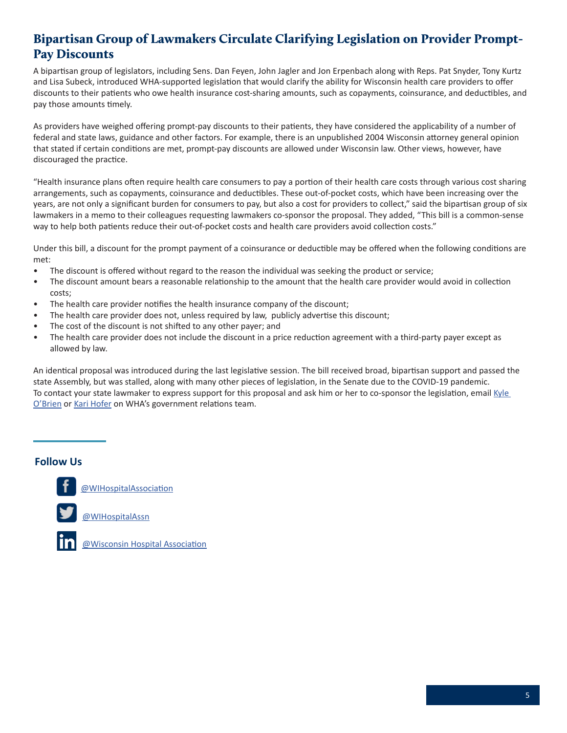# Bipartisan Group of Lawmakers Circulate Clarifying Legislation on Provider Prompt-Pay Discounts

A bipartisan group of legislators, including Sens. Dan Feyen, John Jagler and Jon Erpenbach along with Reps. Pat Snyder, Tony Kurtz and Lisa Subeck, introduced WHA-supported legislation that would clarify the ability for Wisconsin health care providers to offer discounts to their patients who owe health insurance cost-sharing amounts, such as copayments, coinsurance, and deductibles, and pay those amounts timely.

As providers have weighed offering prompt-pay discounts to their patients, they have considered the applicability of a number of federal and state laws, guidance and other factors. For example, there is an unpublished 2004 Wisconsin attorney general opinion that stated if certain conditions are met, prompt-pay discounts are allowed under Wisconsin law. Other views, however, have discouraged the practice.

"Health insurance plans often require health care consumers to pay a portion of their health care costs through various cost sharing arrangements, such as copayments, coinsurance and deductibles. These out-of-pocket costs, which have been increasing over the years, are not only a significant burden for consumers to pay, but also a cost for providers to collect," said the bipartisan group of six lawmakers in a memo to their colleagues requesting lawmakers co-sponsor the proposal. They added, "This bill is a common-sense way to help both patients reduce their out-of-pocket costs and health care providers avoid collection costs."

Under this bill, a discount for the prompt payment of a coinsurance or deductible may be offered when the following conditions are met:

- The discount is offered without regard to the reason the individual was seeking the product or service;
- The discount amount bears a reasonable relationship to the amount that the health care provider would avoid in collection costs;
- The health care provider notifies the health insurance company of the discount;
- The health care provider does not, unless required by law, publicly advertise this discount;
- The cost of the discount is not shifted to any other payer; and
- The health care provider does not include the discount in a price reduction agreement with a third-party payer except as allowed by law.

An identical proposal was introduced during the last legislative session. The bill received broad, bipartisan support and passed the state Assembly, but was stalled, along with many other pieces of legislation, in the Senate due to the COVID-19 pandemic. To contact your state lawmaker to express support for this proposal and ask him or her to co-sponsor the legislation, email Kyle O'Brien or Kari Hofer on WHA's government relations team.

## Follow Us

@WIHospitalAssociation

@WIHospitalAssn

@Wisconsin Hospital Association